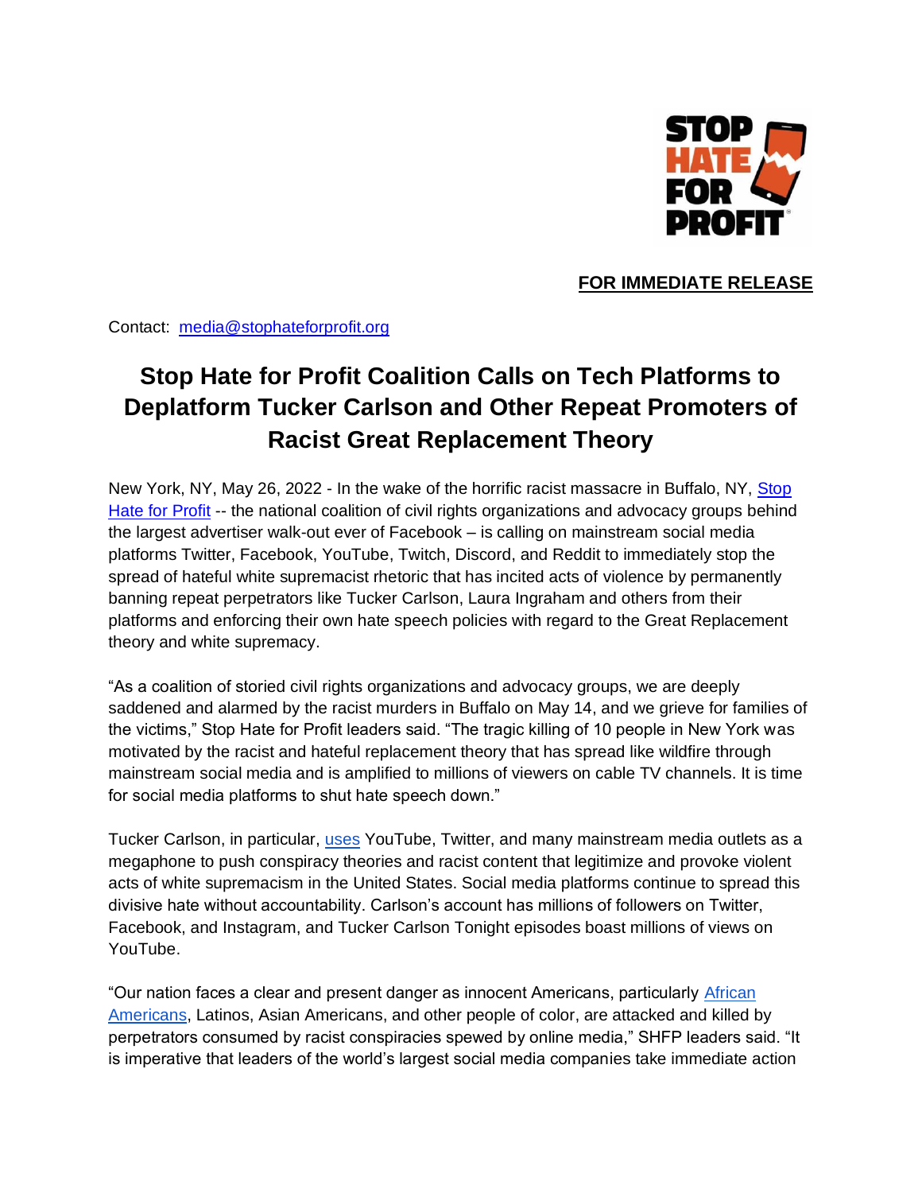**FOR IMMEDIATE RELEASE**

Contact: media@stophateforprofit.org

# Stop Hate for Profit Coalition Calls on Tech Platforms to Deplatform Tucker Carlson and Other Repeat Promoters of Racist Great Replacement Theory

New York, NY, May 26, 2022 - In the wake of the horrific racist massacre in Buffalo, NY, Stop Hate for Profit -- the national coalition of civil rights organizations and advocacy groups behind the largest advertiser walk-out ever of Facebook – is calling on mainstream social media platforms Twitter, Facebook, YouTube, Twitch, Discord, and Reddit to immediately stop the spread of hateful white supremacist rhetoric that has incited acts of violence by permanently banning repeat perpetrators like Tucker Carlson, Laura Ingraham and others from their platforms and enforcing their own hate speech policies with regard to the Great Replacement theory and white supremacy.

"As a coalition of storied civil rights organizations and advocacy groups, we are deeply saddened and alarmed by the racist murders in Buffalo on May 14, and we grieve for families of the victims," Stop Hate for Profit leaders said. "The tragic killing of 10 people in New York was motivated by the racist and hateful replacement theory that has spread like wildfire through mainstream social media and is amplified to millions of viewers on cable TV channels. It is time for social media platforms to shut hate speech down."

Tucker Carlson, in particular, uses YouTube, Twitter, and many mainstream media outlets as a megaphone to push conspiracy theories and racist content that legitimize and provoke violent acts of white supremacism in the United States. Social media platforms continue to spread this divisive hate without accountability. Carlson's account has millions of followers on Twitter, Facebook, and Instagram, and Tucker Carlson Tonight episodes boast millions of views on YouTube.

"Our nation faces a clear and present danger as innocent Americans, particularly African Americans, Latinos, Asian Americans, and other people of color, are attacked and killed by perpetrators consumed by racist conspiracies spewed by online media," SHFP leaders said. "It is imperative that leaders of the world's largest social media companies take immediate action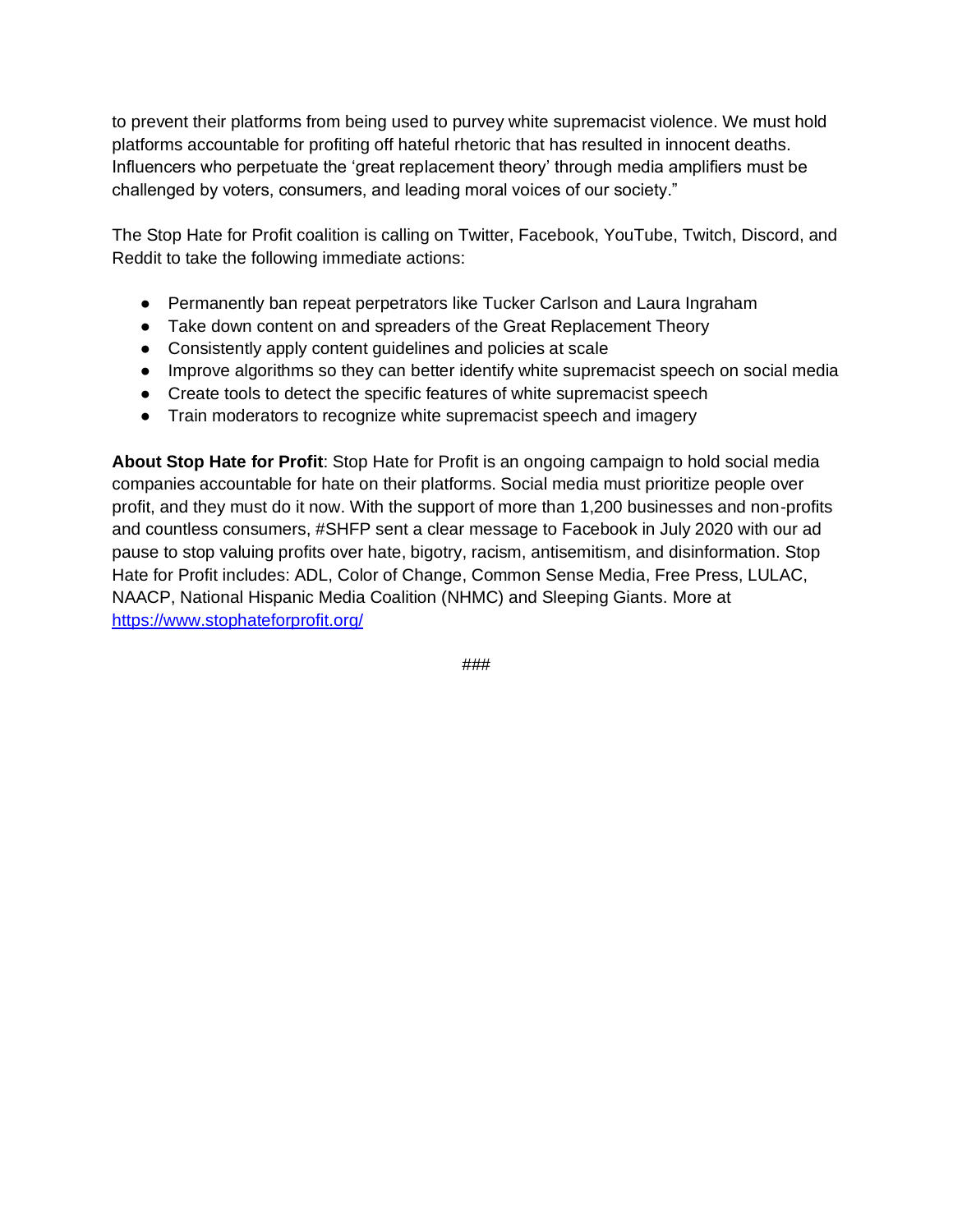to prevent their platforms from being used to purvey white supremacist violence. We must hold platforms accountable for profiting off hateful rhetoric that has resulted in innocent deaths. Influencers who perpetuate the 'great replacement theory' through media amplifiers must be challenged by voters, consumers, and leading moral voices of our society."

The Stop Hate for Profit coalition is calling on Twitter, Facebook, YouTube, Twitch, Discord, and Reddit to take the following immediate actions:

- Permanently ban repeat perpetrators like Tucker Carlson and Laura Ingraham
- Take down content on and spreaders of the Great Replacement Theory
- Consistently apply content guidelines and policies at scale
- Improve algorithms so they can better identify white supremacist speech on social media
- Create tools to detect the specific features of white supremacist speech
- Train moderators to recognize white supremacist speech and imagery

**About Stop Hate for Profit**: Stop Hate for Profit is an ongoing campaign to hold social media companies accountable for hate on their platforms. Social media must prioritize people over profit, and they must do it now. With the support of more than 1,200 businesses and non-profits and countless consumers, #SHFP sent a clear message to Facebook in July 2020 with our ad pause to stop valuing profits over hate, bigotry, racism, antisemitism, and disinformation. Stop Hate for Profit includes: ADL, Color of Change, Common Sense Media, Free Press, LULAC, NAACP, National Hispanic Media Coalition (NHMC) and Sleeping Giants. More at [https://www.stophateforprofit.org/](https://www.stophateforprofit.org/)

###